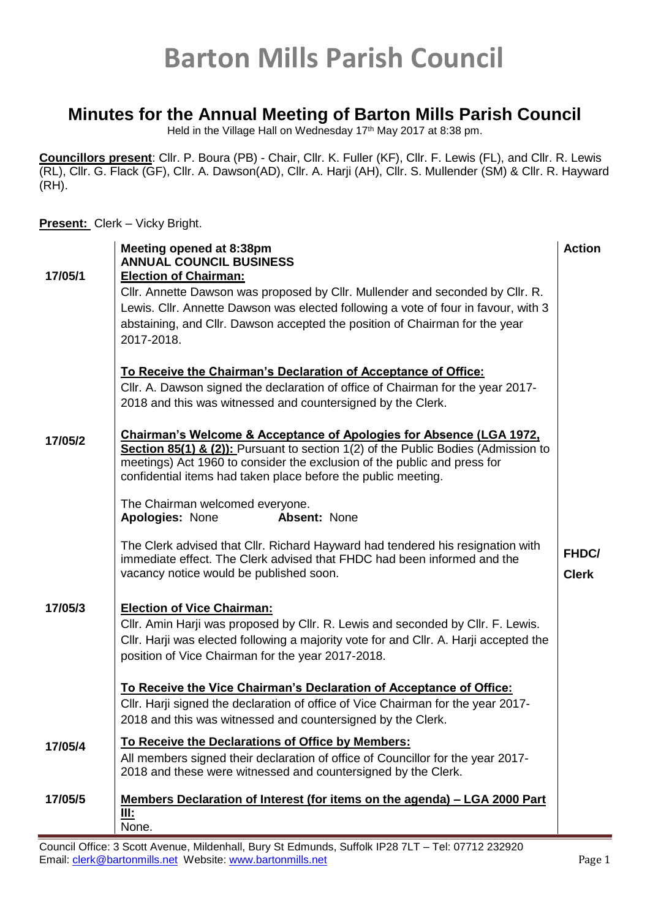# Barton Mills Parish Council

## Minutes for the Annual Meeting of Barton Mills Parish Council

Held in the Village Hall on Wednesday 17th May 2017 at 8:38 pm.

**Councillors present**: Cllr. P. Boura (PB) - Chair, Cllr. K. Fuller (KF), Cllr. F. Lewis (FL), and Cllr. R. Lewis (RL), Cllr. G. Flack (GF), Cllr. A. Dawson(AD), Cllr. A. Harji (AH), Cllr. S. Mullender (SM) & Cllr. R. Hayward (RH).

**Present:** Clerk – Vicky Bright.

| | | **Action** |
|---|---|---|
| 17/05/1 | **Meeting opened at 8:38pm**<br>**ANNUAL COUNCIL BUSINESS**<br>**Election of Chairman:**<br>Cllr. Annette Dawson was proposed by Cllr. Mullender and seconded by Cllr. R. Lewis. Cllr. Annette Dawson was elected following a vote of four in favour, with 3 abstaining, and Cllr. Dawson accepted the position of Chairman for the year 2017-2018.<br><br>**To Receive the Chairman's Declaration of Acceptance of Office:**<br>Cllr. A. Dawson signed the declaration of office of Chairman for the year 2017-2018 and this was witnessed and countersigned by the Clerk. | |
| 17/05/2 | **Chairman's Welcome & Acceptance of Apologies for Absence (LGA 1972, Section 85(1) & (2)):** Pursuant to section 1(2) of the Public Bodies (Admission to meetings) Act 1960 to consider the exclusion of the public and press for confidential items had taken place before the public meeting.<br><br>The Chairman welcomed everyone.<br>**Apologies:** None **Absent:** None<br><br>The Clerk advised that Cllr. Richard Hayward had tendered his resignation with immediate effect. The Clerk advised that FHDC had been informed and the vacancy notice would be published soon. | **FHDC/ Clerk** |
| 17/05/3 | **Election of Vice Chairman:**<br>Cllr. Amin Harji was proposed by Cllr. R. Lewis and seconded by Cllr. F. Lewis. Cllr. Harji was elected following a majority vote for and Cllr. A. Harji accepted the position of Vice Chairman for the year 2017-2018.<br><br>**To Receive the Vice Chairman's Declaration of Acceptance of Office:**<br>Cllr. Harji signed the declaration of office of Vice Chairman for the year 2017-2018 and this was witnessed and countersigned by the Clerk. | |
| 17/05/4 | **To Receive the Declarations of Office by Members:**<br>All members signed their declaration of office of Councillor for the year 2017-2018 and these were witnessed and countersigned by the Clerk. | |
| 17/05/5 | **Members Declaration of Interest (for items on the agenda) – LGA 2000 Part III:**<br>None. | |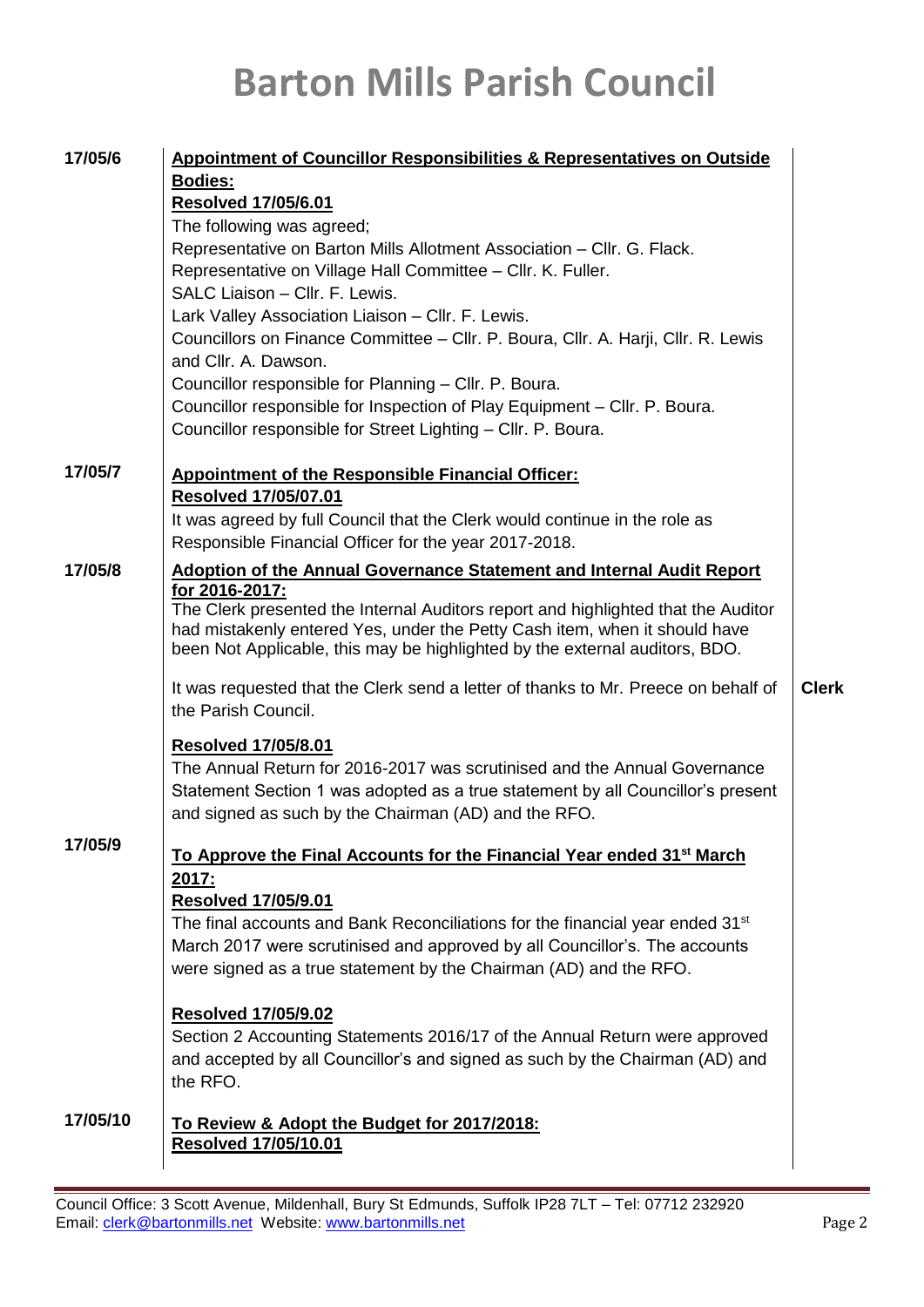# Barton Mills Parish Council

| | | |
|---|---|---|
| **17/05/6** | **Appointment of Councillor Responsibilities & Representatives on Outside Bodies:**<br>**Resolved 17/05/6.01**<br>The following was agreed;<br>Representative on Barton Mills Allotment Association – Cllr. G. Flack.<br>Representative on Village Hall Committee – Cllr. K. Fuller.<br>SALC Liaison – Cllr. F. Lewis.<br>Lark Valley Association Liaison – Cllr. F. Lewis.<br>Councillors on Finance Committee – Cllr. P. Boura, Cllr. A. Harji, Cllr. R. Lewis and Cllr. A. Dawson.<br>Councillor responsible for Planning – Cllr. P. Boura.<br>Councillor responsible for Inspection of Play Equipment – Cllr. P. Boura.<br>Councillor responsible for Street Lighting – Cllr. P. Boura. | |
| **17/05/7** | **Appointment of the Responsible Financial Officer:**<br>**Resolved 17/05/07.01**<br>It was agreed by full Council that the Clerk would continue in the role as Responsible Financial Officer for the year 2017-2018. | |
| **17/05/8** | **Adoption of the Annual Governance Statement and Internal Audit Report for 2016-2017:**<br>The Clerk presented the Internal Auditors report and highlighted that the Auditor had mistakenly entered Yes, under the Petty Cash item, when it should have been Not Applicable, this may be highlighted by the external auditors, BDO. | |
| | It was requested that the Clerk send a letter of thanks to Mr. Preece on behalf of the Parish Council. | **Clerk** |
| | **Resolved 17/05/8.01**<br>The Annual Return for 2016-2017 was scrutinised and the Annual Governance Statement Section 1 was adopted as a true statement by all Councillor's present and signed as such by the Chairman (AD) and the RFO. | |
| **17/05/9** | **To Approve the Final Accounts for the Financial Year ended 31st March 2017:**<br>**Resolved 17/05/9.01**<br>The final accounts and Bank Reconciliations for the financial year ended 31st March 2017 were scrutinised and approved by all Councillor's. The accounts were signed as a true statement by the Chairman (AD) and the RFO.<br><br>**Resolved 17/05/9.02**<br>Section 2 Accounting Statements 2016/17 of the Annual Return were approved and accepted by all Councillor's and signed as such by the Chairman (AD) and the RFO. | |
| **17/05/10** | **To Review & Adopt the Budget for 2017/2018:**<br>**Resolved 17/05/10.01** | |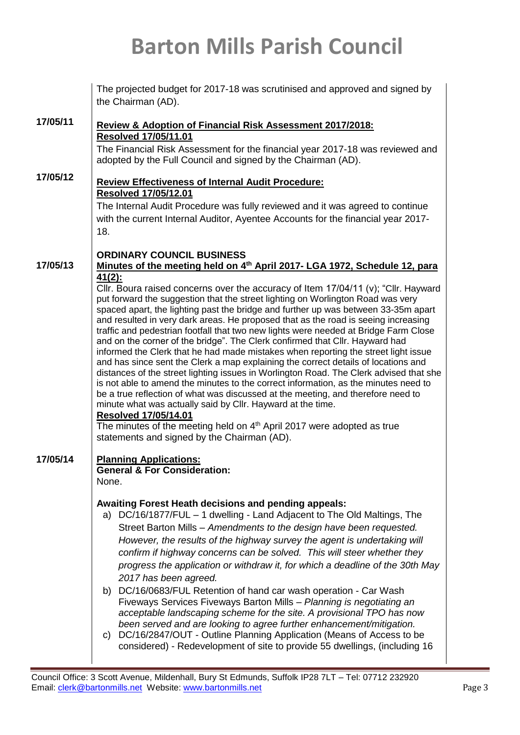The projected budget for 2017-18 was scrutinised and approved and signed by the Chairman (AD).

**17/05/11** **Review & Adoption of Financial Risk Assessment 2017/2018:**

**Resolved 17/05/11.01**

The Financial Risk Assessment for the financial year 2017-18 was reviewed and adopted by the Full Council and signed by the Chairman (AD).

**17/05/12** **Review Effectiveness of Internal Audit Procedure:**

**Resolved 17/05/12.01**

The Internal Audit Procedure was fully reviewed and it was agreed to continue with the current Internal Auditor, Ayentee Accounts for the financial year 2017-18.

**ORDINARY COUNCIL BUSINESS**

**17/05/13** **Minutes of the meeting held on 4th April 2017- LGA 1972, Schedule 12, para 41(2):**

Cllr. Boura raised concerns over the accuracy of Item 17/04/11 (v); "Cllr. Hayward put forward the suggestion that the street lighting on Worlington Road was very spaced apart, the lighting past the bridge and further up was between 33-35m apart and resulted in very dark areas. He proposed that as the road is seeing increasing traffic and pedestrian footfall that two new lights were needed at Bridge Farm Close and on the corner of the bridge". The Clerk confirmed that Cllr. Hayward had informed the Clerk that he had made mistakes when reporting the street light issue and has since sent the Clerk a map explaining the correct details of locations and distances of the street lighting issues in Worlington Road. The Clerk advised that she is not able to amend the minutes to the correct information, as the minutes need to be a true reflection of what was discussed at the meeting, and therefore need to minute what was actually said by Cllr. Hayward at the time.

**Resolved 17/05/14.01**

The minutes of the meeting held on 4th April 2017 were adopted as true statements and signed by the Chairman (AD).

**17/05/14** **Planning Applications:**

**General & For Consideration:**

None.

**Awaiting Forest Heath decisions and pending appeals:**

a) DC/16/1877/FUL – 1 dwelling - Land Adjacent to The Old Maltings, The Street Barton Mills – *Amendments to the design have been requested. However, the results of the highway survey the agent is undertaking will confirm if highway concerns can be solved. This will steer whether they progress the application or withdraw it, for which a deadline of the 30th May 2017 has been agreed.*

b) DC/16/0683/FUL Retention of hand car wash operation - Car Wash Fiveways Services Fiveways Barton Mills – *Planning is negotiating an acceptable landscaping scheme for the site. A provisional TPO has now been served and are looking to agree further enhancement/mitigation.*

c) DC/16/2847/OUT - Outline Planning Application (Means of Access to be considered) - Redevelopment of site to provide 55 dwellings, (including 16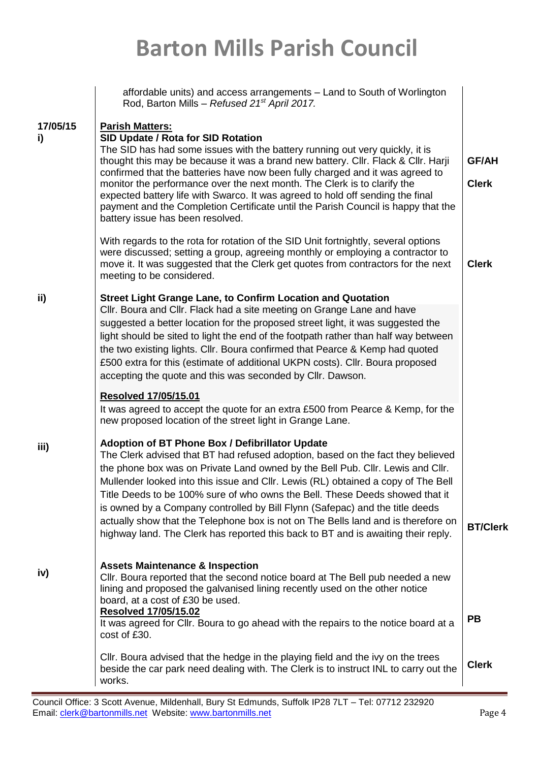affordable units) and access arrangements – Land to South of Worlington Rod, Barton Mills – *Refused 21st April 2017.*

| | | |
|---|---|---|
| **17/05/15 i)** | **Parish Matters:**<br>**SID Update / Rota for SID Rotation**<br>The SID has had some issues with the battery running out very quickly, it is thought this may be because it was a brand new battery. Cllr. Flack & Cllr. Harji confirmed that the batteries have now been fully charged and it was agreed to monitor the performance over the next month. The Clerk is to clarify the expected battery life with Swarco. It was agreed to hold off sending the final payment and the Completion Certificate until the Parish Council is happy that the battery issue has been resolved. | **GF/AH**<br>**Clerk** |
| | With regards to the rota for rotation of the SID Unit fortnightly, several options were discussed; setting a group, agreeing monthly or employing a contractor to move it. It was suggested that the Clerk get quotes from contractors for the next meeting to be considered. | **Clerk** |
| **ii)** | **Street Light Grange Lane, to Confirm Location and Quotation**<br>Cllr. Boura and Cllr. Flack had a site meeting on Grange Lane and have suggested a better location for the proposed street light, it was suggested the light should be sited to light the end of the footpath rather than half way between the two existing lights. Cllr. Boura confirmed that Pearce & Kemp had quoted £500 extra for this (estimate of additional UKPN costs). Cllr. Boura proposed accepting the quote and this was seconded by Cllr. Dawson. | |
| | **Resolved 17/05/15.01**<br>It was agreed to accept the quote for an extra £500 from Pearce & Kemp, for the new proposed location of the street light in Grange Lane. | |
| **iii)** | **Adoption of BT Phone Box / Defibrillator Update**<br>The Clerk advised that BT had refused adoption, based on the fact they believed the phone box was on Private Land owned by the Bell Pub. Cllr. Lewis and Cllr. Mullender looked into this issue and Cllr. Lewis (RL) obtained a copy of The Bell Title Deeds to be 100% sure of who owns the Bell. These Deeds showed that it is owned by a Company controlled by Bill Flynn (Safepac) and the title deeds actually show that the Telephone box is not on The Bells land and is therefore on highway land. The Clerk has reported this back to BT and is awaiting their reply. | **BT/Clerk** |
| **iv)** | **Assets Maintenance & Inspection**<br>Cllr. Boura reported that the second notice board at The Bell pub needed a new lining and proposed the galvanised lining recently used on the other notice board, at a cost of £30 be used.<br>**Resolved 17/05/15.02**<br>It was agreed for Cllr. Boura to go ahead with the repairs to the notice board at a cost of £30. | **PB** |
| | Cllr. Boura advised that the hedge in the playing field and the ivy on the trees beside the car park need dealing with. The Clerk is to instruct INL to carry out the works. | **Clerk** |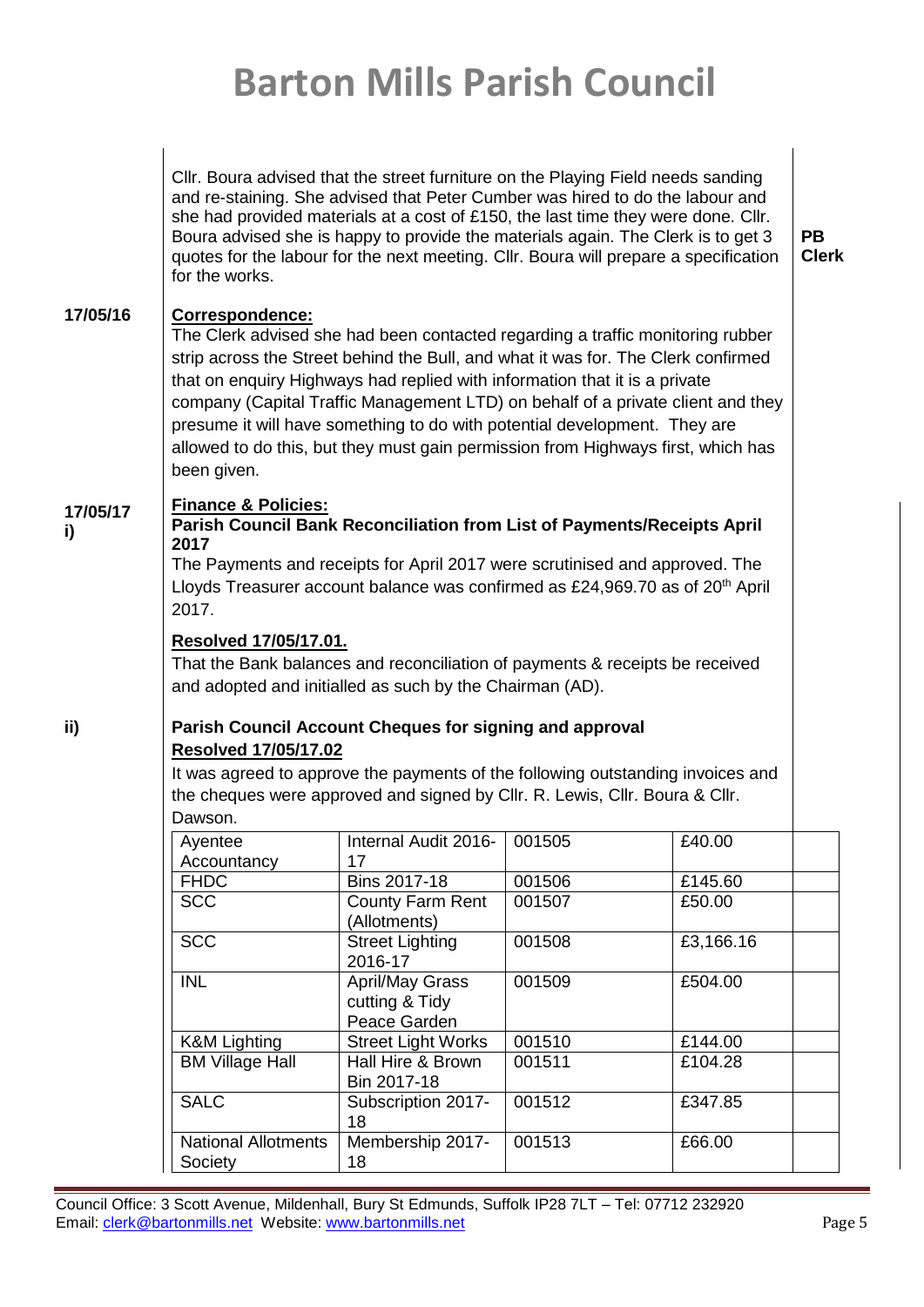# Barton Mills Parish Council

Cllr. Boura advised that the street furniture on the Playing Field needs sanding and re-staining. She advised that Peter Cumber was hired to do the labour and she had provided materials at a cost of £150, the last time they were done. Cllr. Boura advised she is happy to provide the materials again. The Clerk is to get 3 quotes for the labour for the next meeting. Cllr. Boura will prepare a specification for the works. **PB Clerk**

**17/05/16** **Correspondence:**

The Clerk advised she had been contacted regarding a traffic monitoring rubber strip across the Street behind the Bull, and what it was for. The Clerk confirmed that on enquiry Highways had replied with information that it is a private company (Capital Traffic Management LTD) on behalf of a private client and they presume it will have something to do with potential development. They are allowed to do this, but they must gain permission from Highways first, which has been given.

**17/05/17 i)** **Finance & Policies:**

**Parish Council Bank Reconciliation from List of Payments/Receipts April 2017**

The Payments and receipts for April 2017 were scrutinised and approved. The Lloyds Treasurer account balance was confirmed as £24,969.70 as of 20th April 2017.

**Resolved 17/05/17.01.**

That the Bank balances and reconciliation of payments & receipts be received and adopted and initialled as such by the Chairman (AD).

**ii)** **Parish Council Account Cheques for signing and approval**

**Resolved 17/05/17.02**

It was agreed to approve the payments of the following outstanding invoices and the cheques were approved and signed by Cllr. R. Lewis, Cllr. Boura & Cllr. Dawson.

| | | | | |
|---|---|---|---|---|
| Ayentee Accountancy | Internal Audit 2016-17 | 001505 | £40.00 | |
| FHDC | Bins 2017-18 | 001506 | £145.60 | |
| SCC | County Farm Rent (Allotments) | 001507 | £50.00 | |
| SCC | Street Lighting 2016-17 | 001508 | £3,166.16 | |
| INL | April/May Grass cutting & Tidy Peace Garden | 001509 | £504.00 | |
| K&M Lighting | Street Light Works | 001510 | £144.00 | |
| BM Village Hall | Hall Hire & Brown Bin 2017-18 | 001511 | £104.28 | |
| SALC | Subscription 2017-18 | 001512 | £347.85 | |
| National Allotments Society | Membership 2017-18 | 001513 | £66.00 | |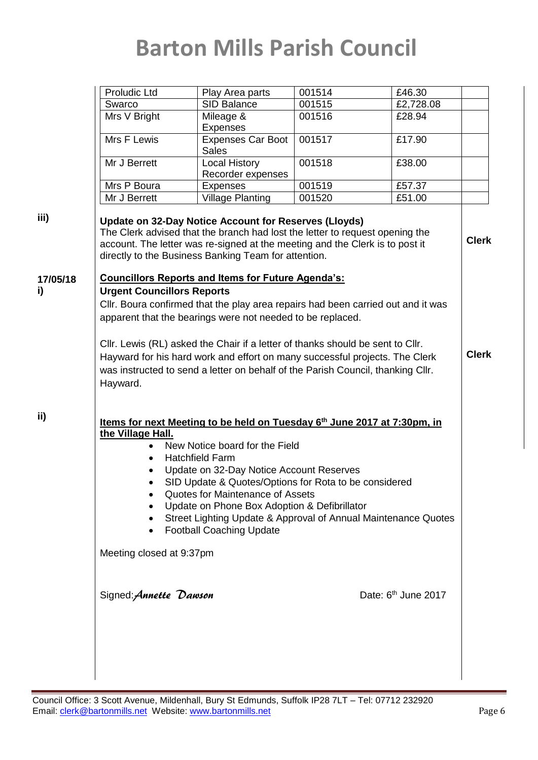# Barton Mills Parish Council

| | | | | |
|---|---|---|---|---|
| Proludic Ltd | Play Area parts | 001514 | £46.30 | |
| Swarco | SID Balance | 001515 | £2,728.08 | |
| Mrs V Bright | Mileage & Expenses | 001516 | £28.94 | |
| Mrs F Lewis | Expenses Car Boot Sales | 001517 | £17.90 | |
| Mr J Berrett | Local History Recorder expenses | 001518 | £38.00 | |
| Mrs P Boura | Expenses | 001519 | £57.37 | |
| Mr J Berrett | Village Planting | 001520 | £51.00 | |

**iii)** **Update on 32-Day Notice Account for Reserves (Lloyds)**

The Clerk advised that the branch had lost the letter to request opening the account. The letter was re-signed at the meeting and the Clerk is to post it directly to the Business Banking Team for attention. **Clerk**

**17/05/18** **<u>Councillors Reports and Items for Future Agenda's:</u>**

**i)** **Urgent Councillors Reports**

Cllr. Boura confirmed that the play area repairs had been carried out and it was apparent that the bearings were not needed to be replaced.

Cllr. Lewis (RL) asked the Chair if a letter of thanks should be sent to Cllr. Hayward for his hard work and effort on many successful projects. The Clerk was instructed to send a letter on behalf of the Parish Council, thanking Cllr. Hayward. **Clerk**

**ii)** **<u>Items for next Meeting to be held on Tuesday 6th June 2017 at 7:30pm, in the Village Hall.</u>**

- New Notice board for the Field
- Hatchfield Farm
- Update on 32-Day Notice Account Reserves
- SID Update & Quotes/Options for Rota to be considered
- Quotes for Maintenance of Assets
- Update on Phone Box Adoption & Defibrillator
- Street Lighting Update & Approval of Annual Maintenance Quotes
- Football Coaching Update

Meeting closed at 9:37pm

Signed: *Annette Dawson* Date: 6th June 2017

Council Office: 3 Scott Avenue, Mildenhall, Bury St Edmunds, Suffolk IP28 7LT – Tel: 07712 232920
Email: clerk@bartonmills.net Website: www.bartonmills.net